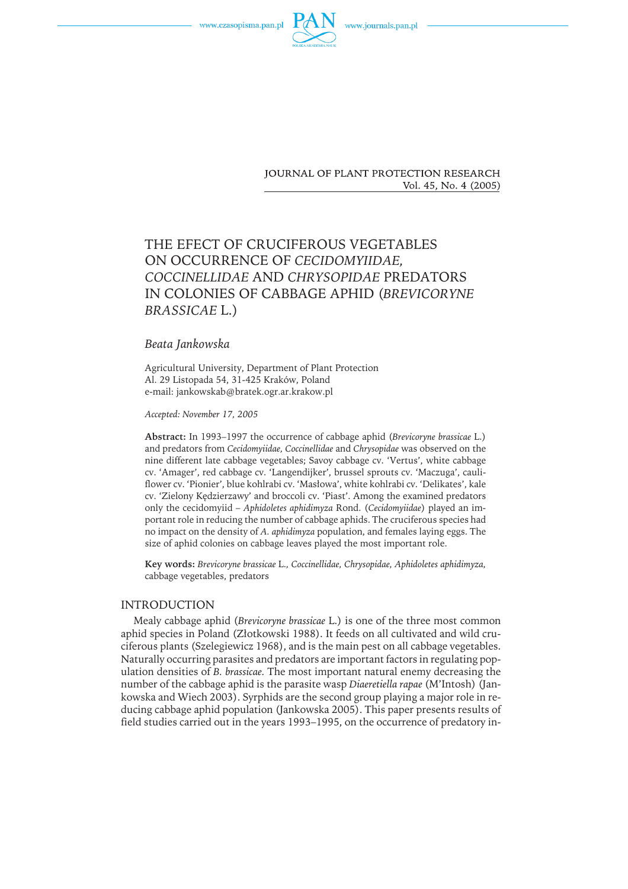JOURNAL OF PLANT PROTECTION RESEARCH
Vol. 45, No. 4 (2005)

# THE EFECT OF CRUCIFEROUS VEGETABLES ON OCCURRENCE OF *CECIDOMYIIDAE*, *COCCINELLIDAE* AND *CHRYSOPIDAE* PREDATORS IN COLONIES OF CABBAGE APHID (*BREVICORYNE BRASSICAE* L.)

*Beata Jankowska*

Agricultural University, Department of Plant Protection
Al. 29 Listopada 54, 31-425 Kraków, Poland
e-mail: jankowskab@bratek.ogr.ar.krakow.pl

*Accepted: November 17, 2005*

**Abstract:** In 1993–1997 the occurrence of cabbage aphid (*Brevicoryne brassicae* L.) and predators from *Cecidomyiidae, Coccinellidae* and *Chrysopidae* was observed on the nine different late cabbage vegetables; Savoy cabbage cv. 'Vertus', white cabbage cv. 'Amager', red cabbage cv. 'Langendijker', brussel sprouts cv. 'Maczuga', cauliflower cv. 'Pionier', blue kohlrabi cv. 'Masłowa', white kohlrabi cv. 'Delikates', kale cv. 'Zielony Kędzierzawy' and broccoli cv. 'Piast'. Among the examined predators only the cecidomyiid – *Aphidoletes aphidimyza* Rond. (*Cecidomyiidae*) played an important role in reducing the number of cabbage aphids. The cruciferous species had no impact on the density of *A. aphidimyza* population, and females laying eggs. The size of aphid colonies on cabbage leaves played the most important role.

**Key words:** *Brevicoryne brassicae* L., *Coccinellidae, Chrysopidae, Aphidoletes aphidimyza*, cabbage vegetables, predators

## INTRODUCTION

Mealy cabbage aphid (*Brevicoryne brassicae* L.) is one of the three most common aphid species in Poland (Złotkowski 1988). It feeds on all cultivated and wild cruciferous plants (Szelegiewicz 1968), and is the main pest on all cabbage vegetables. Naturally occurring parasites and predators are important factors in regulating population densities of *B. brassicae*. The most important natural enemy decreasing the number of the cabbage aphid is the parasite wasp *Diaeretiella rapae* (M'Intosh) (Jankowska and Wiech 2003). Syrphids are the second group playing a major role in reducing cabbage aphid population (Jankowska 2005). This paper presents results of field studies carried out in the years 1993–1995, on the occurrence of predatory in-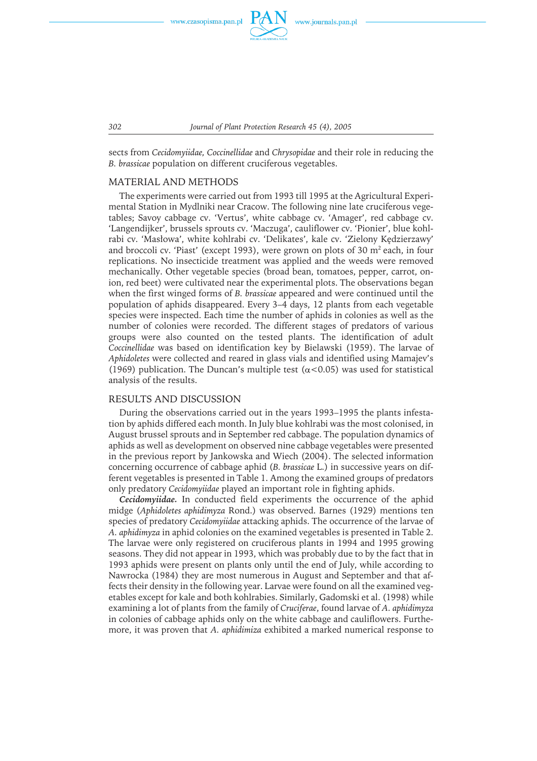sects from *Cecidomyiidae, Coccinellidae* and *Chrysopidae* and their role in reducing the *B. brassicae* population on different cruciferous vegetables.

## MATERIAL AND METHODS

The experiments were carried out from 1993 till 1995 at the Agricultural Experimental Station in Mydlniki near Cracow. The following nine late cruciferous vegetables; Savoy cabbage cv. 'Vertus', white cabbage cv. 'Amager', red cabbage cv. 'Langendijker', brussels sprouts cv. 'Maczuga', cauliflower cv. 'Pionier', blue kohlrabi cv. 'Masłowa', white kohlrabi cv. 'Delikates', kale cv. 'Zielony Kędzierzawy' and broccoli cv. 'Piast' (except 1993), were grown on plots of 30 m$^2$ each, in four replications. No insecticide treatment was applied and the weeds were removed mechanically. Other vegetable species (broad bean, tomatoes, pepper, carrot, onion, red beet) were cultivated near the experimental plots. The observations began when the first winged forms of *B. brassicae* appeared and were continued until the population of aphids disappeared. Every 3–4 days, 12 plants from each vegetable species were inspected. Each time the number of aphids in colonies as well as the number of colonies were recorded. The different stages of predators of various groups were also counted on the tested plants. The identification of adult *Coccinellidae* was based on identification key by Bielawski (1959). The larvae of *Aphidoletes* were collected and reared in glass vials and identified using Mamajev's (1969) publication. The Duncan's multiple test ($\alpha<0.05$) was used for statistical analysis of the results.

## RESULTS AND DISCUSSION

During the observations carried out in the years 1993–1995 the plants infestation by aphids differed each month. In July blue kohlrabi was the most colonised, in August brussel sprouts and in September red cabbage. The population dynamics of aphids as well as development on observed nine cabbage vegetables were presented in the previous report by Jankowska and Wiech (2004). The selected information concerning occurrence of cabbage aphid (*B. brassicae* L.) in successive years on different vegetables is presented in Table 1. Among the examined groups of predators only predatory *Cecidomyiidae* played an important role in fighting aphids.

***Cecidomyiidae.*** In conducted field experiments the occurrence of the aphid midge (*Aphidoletes aphidimyza* Rond.) was observed. Barnes (1929) mentions ten species of predatory *Cecidomyiidae* attacking aphids. The occurrence of the larvae of *A. aphidimyza* in aphid colonies on the examined vegetables is presented in Table 2. The larvae were only registered on cruciferous plants in 1994 and 1995 growing seasons. They did not appear in 1993, which was probably due to by the fact that in 1993 aphids were present on plants only until the end of July, while according to Nawrocka (1984) they are most numerous in August and September and that affects their density in the following year. Larvae were found on all the examined vegetables except for kale and both kohlrabies. Similarly, Gadomski et al. (1998) while examining a lot of plants from the family of *Cruciferae*, found larvae of *A. aphidimyza* in colonies of cabbage aphids only on the white cabbage and cauliflowers. Furthemore, it was proven that *A. aphidimiza* exhibited a marked numerical response to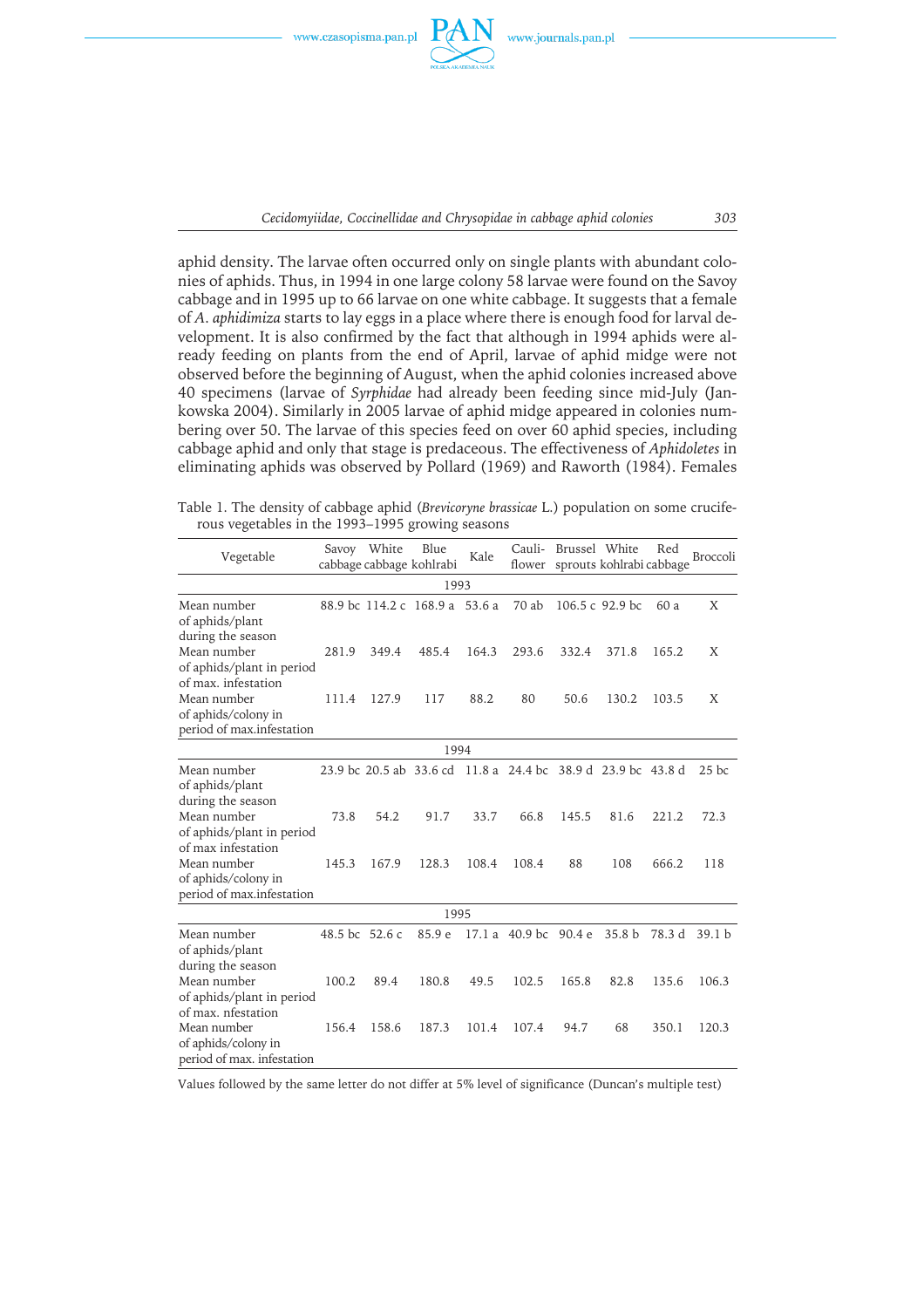aphid density. The larvae often occurred only on single plants with abundant colonies of aphids. Thus, in 1994 in one large colony 58 larvae were found on the Savoy cabbage and in 1995 up to 66 larvae on one white cabbage. It suggests that a female of *A. aphidimiza* starts to lay eggs in a place where there is enough food for larval development. It is also confirmed by the fact that although in 1994 aphids were already feeding on plants from the end of April, larvae of aphid midge were not observed before the beginning of August, when the aphid colonies increased above 40 specimens (larvae of *Syrphidae* had already been feeding since mid-July (Jankowska 2004). Similarly in 2005 larvae of aphid midge appeared in colonies numbering over 50. The larvae of this species feed on over 60 aphid species, including cabbage aphid and only that stage is predaceous. The effectiveness of *Aphidoletes* in eliminating aphids was observed by Pollard (1969) and Raworth (1984). Females

Table 1. The density of cabbage aphid (*Brevicoryne brassicae* L.) population on some cruciferous vegetables in the 1993–1995 growing seasons

| Vegetable | Savoy cabbage | White cabbage | Blue kohlrabi | Kale | Cauli-flower | Brussel sprouts | White kohlrabi | Red cabbage | Broccoli |
|---|---|---|---|---|---|---|---|---|---|
| 1993 | | | | | | | | | |
| Mean number of aphids/plant during the season | 88.9 bc | 114.2 c | 168.9 a | 53.6 a | 70 ab | 106.5 c | 92.9 bc | 60 a | X |
| Mean number of aphids/plant in period of max. infestation | 281.9 | 349.4 | 485.4 | 164.3 | 293.6 | 332.4 | 371.8 | 165.2 | X |
| Mean number of aphids/colony in period of max.infestation | 111.4 | 127.9 | 117 | 88.2 | 80 | 50.6 | 130.2 | 103.5 | X |
| 1994 | | | | | | | | | |
| Mean number of aphids/plant during the season | 23.9 bc | 20.5 ab | 33.6 cd | 11.8 a | 24.4 bc | 38.9 d | 23.9 bc | 43.8 d | 25 bc |
| Mean number of aphids/plant in period of max infestation | 73.8 | 54.2 | 91.7 | 33.7 | 66.8 | 145.5 | 81.6 | 221.2 | 72.3 |
| Mean number of aphids/colony in period of max.infestation | 145.3 | 167.9 | 128.3 | 108.4 | 108.4 | 88 | 108 | 666.2 | 118 |
| 1995 | | | | | | | | | |
| Mean number of aphids/plant during the season | 48.5 bc | 52.6 c | 85.9 e | 17.1 a | 40.9 bc | 90.4 e | 35.8 b | 78.3 d | 39.1 b |
| Mean number of aphids/plant in period of max. nfestation | 100.2 | 89.4 | 180.8 | 49.5 | 102.5 | 165.8 | 82.8 | 135.6 | 106.3 |
| Mean number of aphids/colony in period of max. infestation | 156.4 | 158.6 | 187.3 | 101.4 | 107.4 | 94.7 | 68 | 350.1 | 120.3 |

Values followed by the same letter do not differ at 5% level of significance (Duncan's multiple test)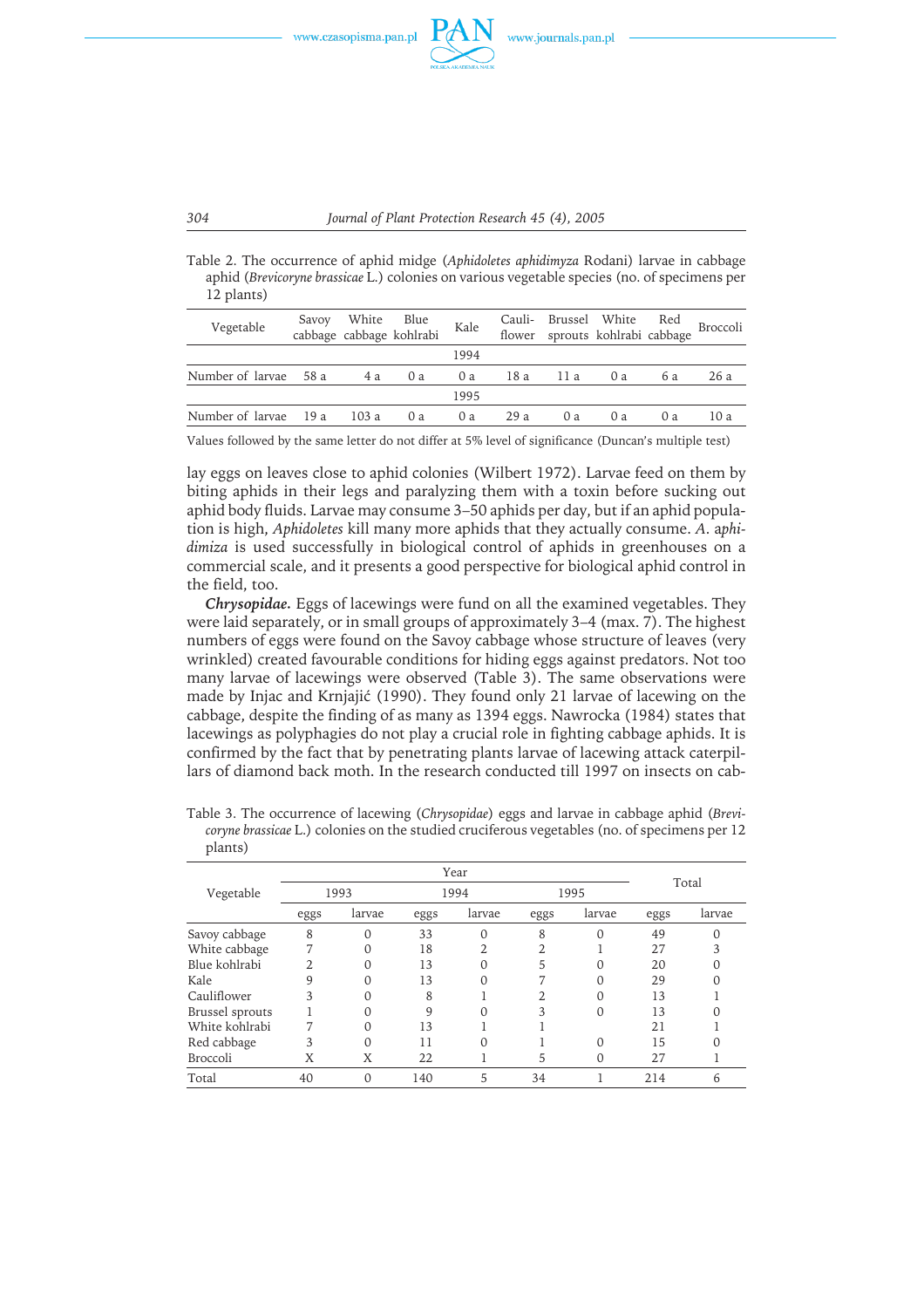Table 2. The occurrence of aphid midge (*Aphidoletes aphidimyza* Rodani) larvae in cabbage aphid (*Brevicoryne brassicae* L.) colonies on various vegetable species (no. of specimens per 12 plants)

| Vegetable | Savoy cabbage | White cabbage | Blue kohlrabi | Kale | Cauli-flower | Brussel sprouts | White kohlrabi | Red cabbage | Broccoli |
|---|---|---|---|---|---|---|---|---|---|
| | | | | 1994 | | | | | |
| Number of larvae | 58 a | 4 a | 0 a | 0 a | 18 a | 11 a | 0 a | 6 a | 26 a |
| | | | | 1995 | | | | | |
| Number of larvae | 19 a | 103 a | 0 a | 0 a | 29 a | 0 a | 0 a | 0 a | 10 a |

Values followed by the same letter do not differ at 5% level of significance (Duncan's multiple test)

lay eggs on leaves close to aphid colonies (Wilbert 1972). Larvae feed on them by biting aphids in their legs and paralyzing them with a toxin before sucking out aphid body fluids. Larvae may consume 3–50 aphids per day, but if an aphid population is high, *Aphidoletes* kill many more aphids that they actually consume. *A. aphidimiza* is used successfully in biological control of aphids in greenhouses on a commercial scale, and it presents a good perspective for biological aphid control in the field, too.

***Chrysopidae.*** Eggs of lacewings were fund on all the examined vegetables. They were laid separately, or in small groups of approximately 3–4 (max. 7). The highest numbers of eggs were found on the Savoy cabbage whose structure of leaves (very wrinkled) created favourable conditions for hiding eggs against predators. Not too many larvae of lacewings were observed (Table 3). The same observations were made by Injac and Krnjajić (1990). They found only 21 larvae of lacewing on the cabbage, despite the finding of as many as 1394 eggs. Nawrocka (1984) states that lacewings as polyphagies do not play a crucial role in fighting cabbage aphids. It is confirmed by the fact that by penetrating plants larvae of lacewing attack caterpillars of diamond back moth. In the research conducted till 1997 on insects on cab-

Table 3. The occurrence of lacewing (*Chrysopidae*) eggs and larvae in cabbage aphid (*Brevicoryne brassicae* L.) colonies on the studied cruciferous vegetables (no. of specimens per 12 plants)

| Vegetable | Year | | | | | | Total | |
|---|---|---|---|---|---|---|---|---|
| | 1993 | | 1994 | | 1995 | | | |
| | eggs | larvae | eggs | larvae | eggs | larvae | eggs | larvae |
| Savoy cabbage | 8 | 0 | 33 | 0 | 8 | 0 | 49 | 0 |
| White cabbage | 7 | 0 | 18 | 2 | 2 | 1 | 27 | 3 |
| Blue kohlrabi | 2 | 0 | 13 | 0 | 5 | 0 | 20 | 0 |
| Kale | 9 | 0 | 13 | 0 | 7 | 0 | 29 | 0 |
| Cauliflower | 3 | 0 | 8 | 1 | 2 | 0 | 13 | 1 |
| Brussel sprouts | 1 | 0 | 9 | 0 | 3 | 0 | 13 | 0 |
| White kohlrabi | 7 | 0 | 13 | 1 | 1 | | 21 | 1 |
| Red cabbage | 3 | 0 | 11 | 0 | 1 | 0 | 15 | 0 |
| Broccoli | X | X | 22 | 1 | 5 | 0 | 27 | 1 |
| Total | 40 | 0 | 140 | 5 | 34 | 1 | 214 | 6 |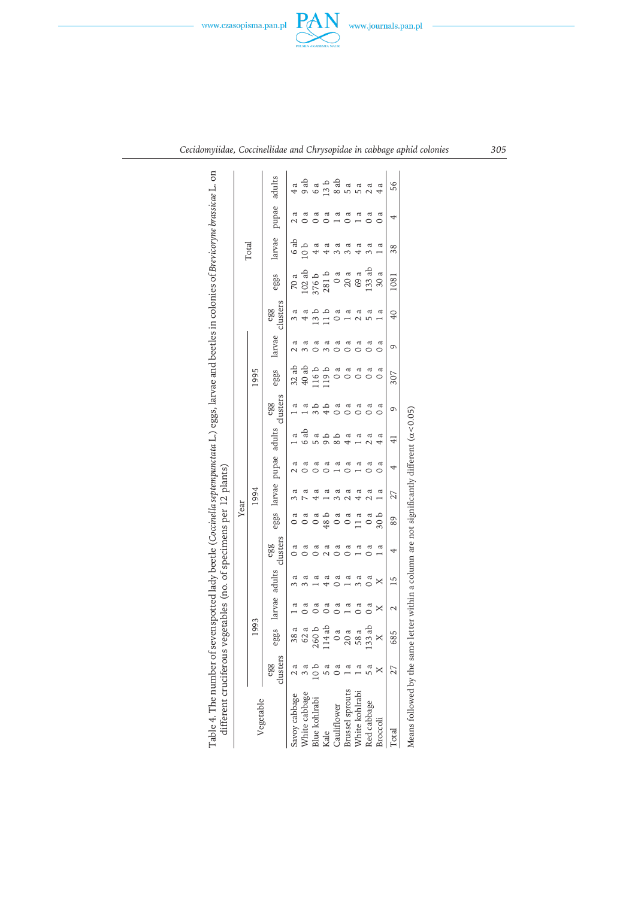Table 4. The number of sevenspotted lady beetle (*Coccinella septempunctata* L.) eggs, larvae and beetles in colonies of *Brevicoryne brassicae* L. on different cruciferous vegetables (no. of specimens per 12 plants)

| Vegetable | Year | | | | | | | | | | | | | | | | | |
|---|---|---|---|---|---|---|---|---|---|---|---|---|---|---|---|---|---|---|
| | 1993 | | | | 1994 | | | | | 1995 | | | Total | | | | | |
| | egg clusters | eggs | larvae | adults | egg clusters | eggs | larvae | pupae | adults | egg clusters | eggs | larvae | egg clusters | eggs | larvae | pupae | adults |
| Savoy cabbage | 2 a | 38 a | 1 a | 3 a | 0 a | 0 a | 3 a | 2 a | 1 a | 1 a | 32 ab | 2 a | 3 a | 70 a | 6 ab | 2 a | 4 a |
| White cabbage | 3 a | 62 a | 0 a | 3 a | 0 a | 0 a | 7 a | 0 a | 6 ab | 1 a | 40 ab | 3 a | 4 a | 102 ab | 10 b | 0 a | 9 ab |
| Blue kohlrabi | 10 b | 260 b | 0 a | 1 a | 0 a | 0 a | 4 a | 0 a | 5 a | 3 b | 116 b | 0 a | 13 b | 376 b | 4 a | 0 a | 6 a |
| Kale | 5 a | 114 ab | 0 a | 4 a | 2 a | 48 b | 1 a | 0 a | 9 b | 4 b | 119 b | 3 a | 11 b | 281 b | 4 a | 0 a | 13 b |
| Cauliflower | 0 a | 0 a | 0 a | 0 a | 0 a | 0 a | 3 a | 1 a | 8 b | 0 a | 0 a | 0 a | 0 a | 0 a | 3 a | 1 a | 8 ab |
| Brussel sprouts | 1 a | 20 a | 1 a | 1 a | 0 a | 0 a | 2 a | 0 a | 4 a | 0 a | 0 a | 0 a | 1 a | 20 a | 3 a | 0 a | 5 a |
| White kohlrabi | 1 a | 58 a | 0 a | 3 a | 1 a | 11 a | 4 a | 1 a | 1 a | 0 a | 0 a | 0 a | 2 a | 69 a | 4 a | 1 a | 5 a |
| Red cabbage | 5 a | 133 ab | 0 a | 0 a | 0 a | 0 a | 2 a | 0 a | 2 a | 0 a | 0 a | 0 a | 5 a | 133 ab | 3 a | 0 a | 2 a |
| Broccoli | X | X | X | X | 1 a | 30 b | 1 a | 0 a | 4 a | 0 a | 0 a | 0 a | 1 a | 30 a | 1 a | 0 a | 4 a |
| Total | 27 | 685 | 2 | 15 | 4 | 89 | 27 | 4 | 41 | 9 | 307 | 9 | 40 | 1081 | 38 | 4 | 56 |

Means followed by the same letter within a column are not significantly different ($\alpha < 0.05$)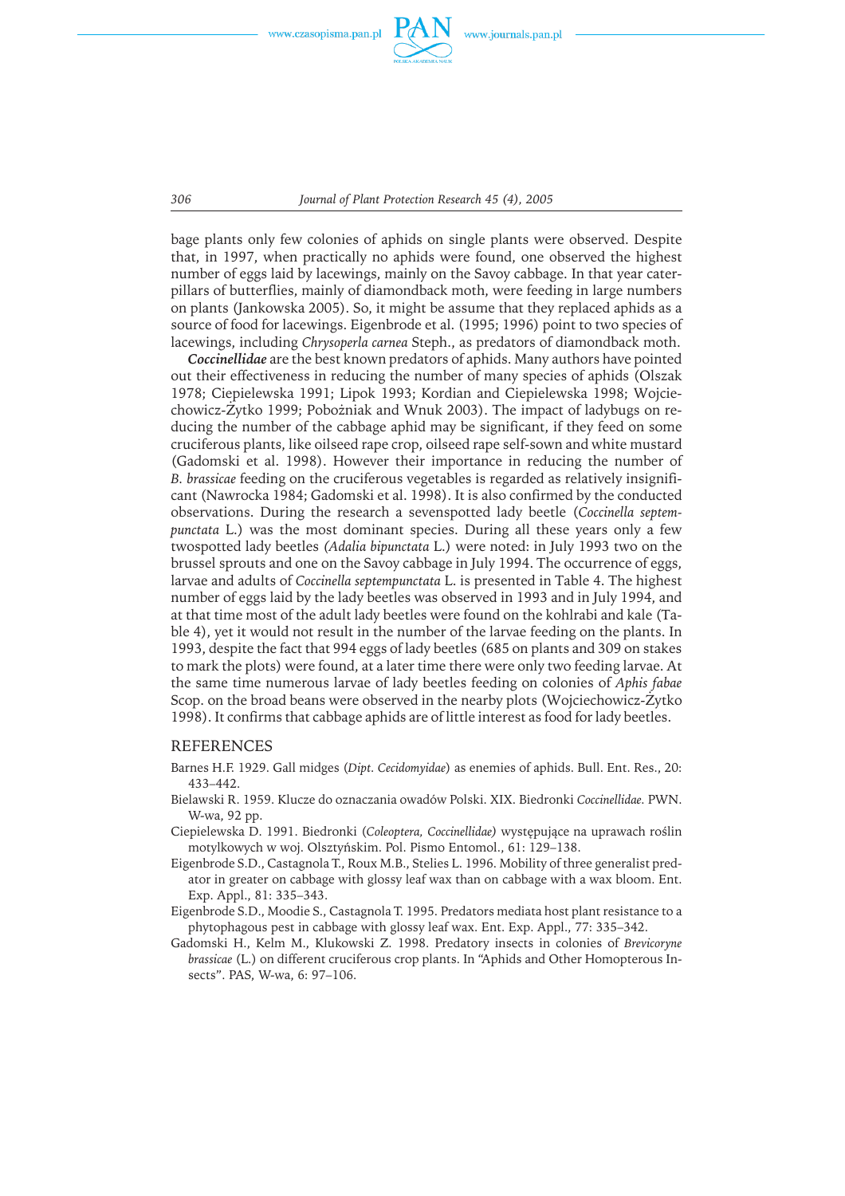bage plants only few colonies of aphids on single plants were observed. Despite that, in 1997, when practically no aphids were found, one observed the highest number of eggs laid by lacewings, mainly on the Savoy cabbage. In that year caterpillars of butterflies, mainly of diamondback moth, were feeding in large numbers on plants (Jankowska 2005). So, it might be assume that they replaced aphids as a source of food for lacewings. Eigenbrode et al. (1995; 1996) point to two species of lacewings, including *Chrysoperla carnea* Steph., as predators of diamondback moth.

***Coccinellidae*** are the best known predators of aphids. Many authors have pointed out their effectiveness in reducing the number of many species of aphids (Olszak 1978; Ciepielewska 1991; Lipok 1993; Kordian and Ciepielewska 1998; Wojciechowicz-Żytko 1999; Pobożniak and Wnuk 2003). The impact of ladybugs on reducing the number of the cabbage aphid may be significant, if they feed on some cruciferous plants, like oilseed rape crop, oilseed rape self-sown and white mustard (Gadomski et al. 1998). However their importance in reducing the number of *B. brassicae* feeding on the cruciferous vegetables is regarded as relatively insignificant (Nawrocka 1984; Gadomski et al. 1998). It is also confirmed by the conducted observations. During the research a sevenspotted lady beetle (*Coccinella septempunctata* L.) was the most dominant species. During all these years only a few twospotted lady beetles *(Adalia bipunctata* L.) were noted: in July 1993 two on the brussel sprouts and one on the Savoy cabbage in July 1994. The occurrence of eggs, larvae and adults of *Coccinella septempunctata* L. is presented in Table 4. The highest number of eggs laid by the lady beetles was observed in 1993 and in July 1994, and at that time most of the adult lady beetles were found on the kohlrabi and kale (Table 4), yet it would not result in the number of the larvae feeding on the plants. In 1993, despite the fact that 994 eggs of lady beetles (685 on plants and 309 on stakes to mark the plots) were found, at a later time there were only two feeding larvae. At the same time numerous larvae of lady beetles feeding on colonies of *Aphis fabae* Scop. on the broad beans were observed in the nearby plots (Wojciechowicz-Żytko 1998). It confirms that cabbage aphids are of little interest as food for lady beetles.

## REFERENCES

Barnes H.F. 1929. Gall midges (*Dipt. Cecidomyidae*) as enemies of aphids. Bull. Ent. Res., 20: 433–442.

Bielawski R. 1959. Klucze do oznaczania owadów Polski. XIX. Biedronki *Coccinellidae*. PWN. W-wa, 92 pp.

Ciepielewska D. 1991. Biedronki (*Coleoptera, Coccinellidae)* występujące na uprawach roślin motylkowych w woj. Olsztyńskim. Pol. Pismo Entomol., 61: 129–138.

Eigenbrode S.D., Castagnola T., Roux M.B., Stelies L. 1996. Mobility of three generalist predator in greater on cabbage with glossy leaf wax than on cabbage with a wax bloom. Ent. Exp. Appl., 81: 335–343.

Eigenbrode S.D., Moodie S., Castagnola T. 1995. Predators mediata host plant resistance to a phytophagous pest in cabbage with glossy leaf wax. Ent. Exp. Appl., 77: 335–342.

Gadomski H., Kelm M., Klukowski Z. 1998. Predatory insects in colonies of *Brevicoryne brassicae* (L.) on different cruciferous crop plants. In "Aphids and Other Homopterous Insects". PAS, W-wa, 6: 97–106.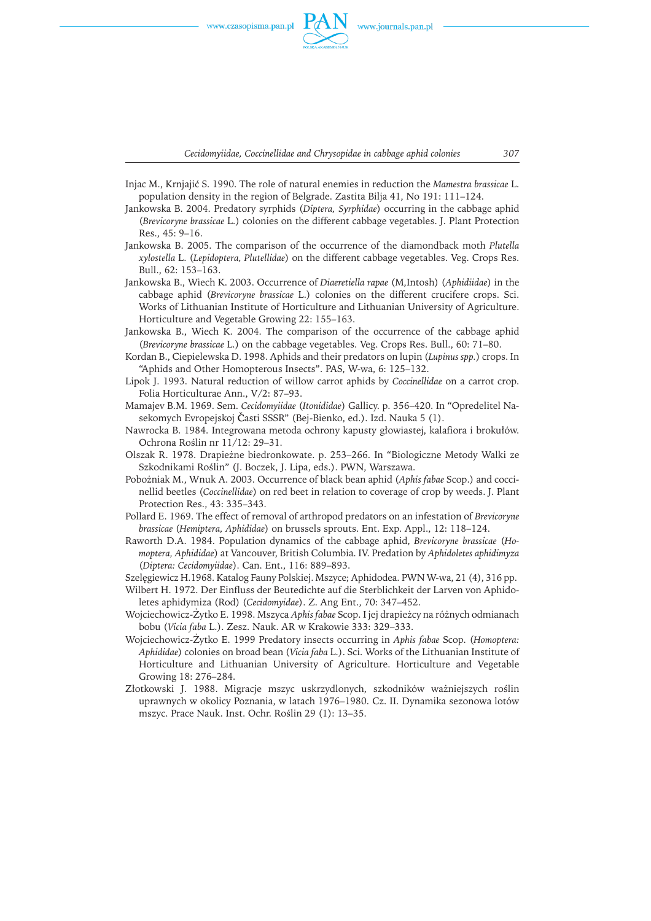Injac M., Krnjajić S. 1990. The role of natural enemies in reduction the *Mamestra brassicae* L. population density in the region of Belgrade. Zastita Bilja 41, No 191: 111–124.

Jankowska B. 2004. Predatory syrphids (*Diptera, Syrphidae*) occurring in the cabbage aphid (*Brevicoryne brassicae* L.) colonies on the different cabbage vegetables. J. Plant Protection Res., 45: 9–16.

Jankowska B. 2005. The comparison of the occurrence of the diamondback moth *Plutella xylostella* L. (*Lepidoptera, Plutellidae*) on the different cabbage vegetables. Veg. Crops Res. Bull., 62: 153–163.

Jankowska B., Wiech K. 2003. Occurrence of *Diaeretiella rapae* (M,Intosh) (*Aphidiidae*) in the cabbage aphid (*Brevicoryne brassicae* L.) colonies on the different crucifere crops. Sci. Works of Lithuanian Institute of Horticulture and Lithuanian University of Agriculture. Horticulture and Vegetable Growing 22: 155–163.

Jankowska B., Wiech K. 2004. The comparison of the occurrence of the cabbage aphid (*Brevicoryne brassicae* L.) on the cabbage vegetables. Veg. Crops Res. Bull., 60: 71–80.

Kordan B., Ciepielewska D. 1998. Aphids and their predators on lupin (*Lupinus spp.*) crops. In "Aphids and Other Homopterous Insects". PAS, W-wa, 6: 125–132.

Lipok J. 1993. Natural reduction of willow carrot aphids by *Coccinellidae* on a carrot crop. Folia Horticulturae Ann., V/2: 87–93.

Mamajev B.M. 1969. Sem. *Cecidomyiidae* (*Itonididae*) Gallicy. p. 356–420. In "Opredelitel Nasekomych Evropejskoj Časti SSSR" (Bej-Bienko, ed.). Izd. Nauka 5 (1).

Nawrocka B. 1984. Integrowana metoda ochrony kapusty głowiastej, kalafiora i brokułów. Ochrona Roślin nr 11/12: 29–31.

Olszak R. 1978. Drapieżne biedronkowate. p. 253–266. In "Biologiczne Metody Walki ze Szkodnikami Roślin" (J. Boczek, J. Lipa, eds.). PWN, Warszawa.

Pobożniak M., Wnuk A. 2003. Occurrence of black bean aphid (*Aphis fabae* Scop.) and coccinellid beetles (*Coccinellidae*) on red beet in relation to coverage of crop by weeds. J. Plant Protection Res., 43: 335–343.

Pollard E. 1969. The effect of removal of arthropod predators on an infestation of *Brevicoryne brassicae* (*Hemiptera, Aphididae*) on brussels sprouts. Ent. Exp. Appl., 12: 118–124.

Raworth D.A. 1984. Population dynamics of the cabbage aphid, *Brevicoryne brassicae* (*Homoptera, Aphididae*) at Vancouver, British Columbia. IV. Predation by *Aphidoletes aphidimyza* (*Diptera: Cecidomyiidae*). Can. Ent., 116: 889–893.

Szelęgiewicz H.1968. Katalog Fauny Polskiej. Mszyce; Aphidodea. PWN W-wa, 21 (4), 316 pp.

Wilbert H. 1972. Der Einfluss der Beutedichte auf die Sterblichkeit der Larven von Aphidoletes aphidymiza (Rod) (*Cecidomyidae*). Z. Ang Ent., 70: 347–452.

Wojciechowicz-Żytko E. 1998. Mszyca *Aphis fabae* Scop. I jej drapieżcy na różnych odmianach bobu (*Vicia faba* L.). Zesz. Nauk. AR w Krakowie 333: 329–333.

Wojciechowicz-Żytko E. 1999 Predatory insects occurring in *Aphis fabae* Scop. (*Homoptera: Aphididae*) colonies on broad bean (*Vicia faba* L.). Sci. Works of the Lithuanian Institute of Horticulture and Lithuanian University of Agriculture. Horticulture and Vegetable Growing 18: 276–284.

Złotkowski J. 1988. Migracje mszyc uskrzydlonych, szkodników ważniejszych roślin uprawnych w okolicy Poznania, w latach 1976–1980. Cz. II. Dynamika sezonowa lotów mszyc. Prace Nauk. Inst. Ochr. Roślin 29 (1): 13–35.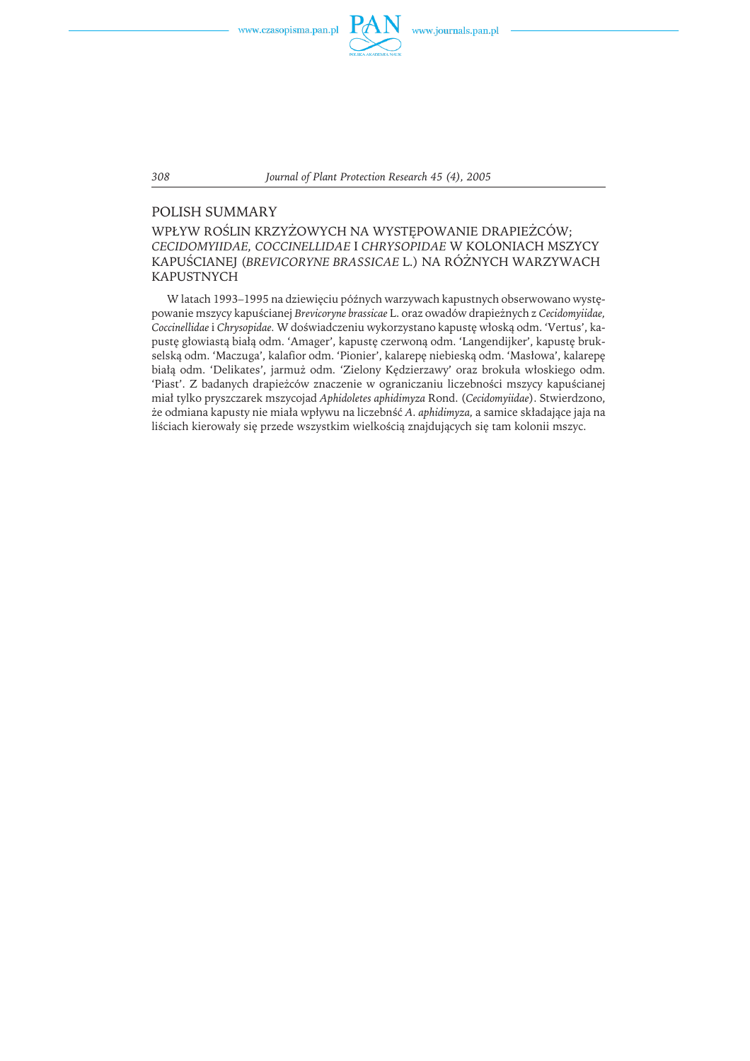## POLISH SUMMARY

### WPŁYW ROŚLIN KRZYŻOWYCH NA WYSTĘPOWANIE DRAPIEŻCÓW; *CECIDOMYIIDAE, COCCINELLIDAE* I *CHRYSOPIDAE* W KOLONIACH MSZYCY KAPUŚCIANEJ (*BREVICORYNE BRASSICAE* L.) NA RÓŻNYCH WARZYWACH KAPUSTNYCH

W latach 1993–1995 na dziewięciu późnych warzywach kapustnych obserwowano występowanie mszycy kapuścianej *Brevicoryne brassicae* L. oraz owadów drapieżnych z *Cecidomyiidae, Coccinellidae* i *Chrysopidae*. W doświadczeniu wykorzystano kapustę włoską odm. 'Vertus', kapustę głowiastą białą odm. 'Amager', kapustę czerwoną odm. 'Langendijker', kapustę brukselską odm. 'Maczuga', kalafior odm. 'Pionier', kalarepę niebieską odm. 'Masłowa', kalarepę białą odm. 'Delikates', jarmuż odm. 'Zielony Kędzierzawy' oraz brokuła włoskiego odm. 'Piast'. Z badanych drapieżców znaczenie w ograniczaniu liczebności mszycy kapuścianej miał tylko pryszczarek mszycojad *Aphidoletes aphidimyza* Rond. (*Cecidomyiidae*). Stwierdzono, że odmiana kapusty nie miała wpływu na liczebnść *A. aphidimyza*, a samice składające jaja na liściach kierowały się przede wszystkim wielkością znajdujących się tam kolonii mszyc.